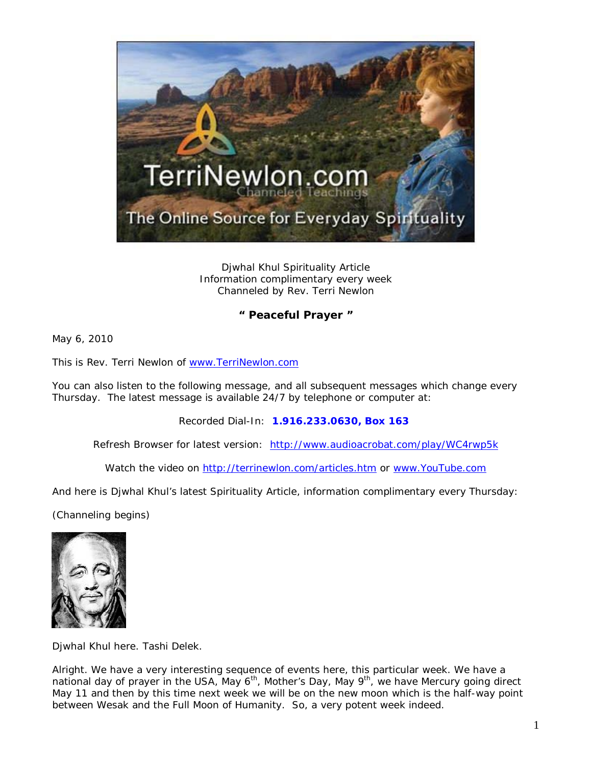Djwhal Khul Spirituality Article
Information complimentary every week
Channeled by Rev. Terri Newlon

**" Peaceful Prayer "**

May 6, 2010

This is Rev. Terri Newlon of www.TerriNewlon.com

You can also listen to the following message, and all subsequent messages which change every Thursday. The latest message is available 24/7 by telephone or computer at:

Recorded Dial-In: **1.916.233.0630, Box 163**

Refresh Browser for latest version: http://www.audioacrobat.com/play/WC4rwp5k

Watch the video on http://terrinewlon.com/articles.htm or www.YouTube.com

And here is Djwhal Khul's latest Spirituality Article, information complimentary every Thursday:

(Channeling begins)

Djwhal Khul here. Tashi Delek.

Alright. We have a very interesting sequence of events here, this particular week. We have a national day of prayer in the USA, May 6th, Mother's Day, May 9th, we have Mercury going direct May 11 and then by this time next week we will be on the new moon which is the half-way point between Wesak and the Full Moon of Humanity. So, a very potent week indeed.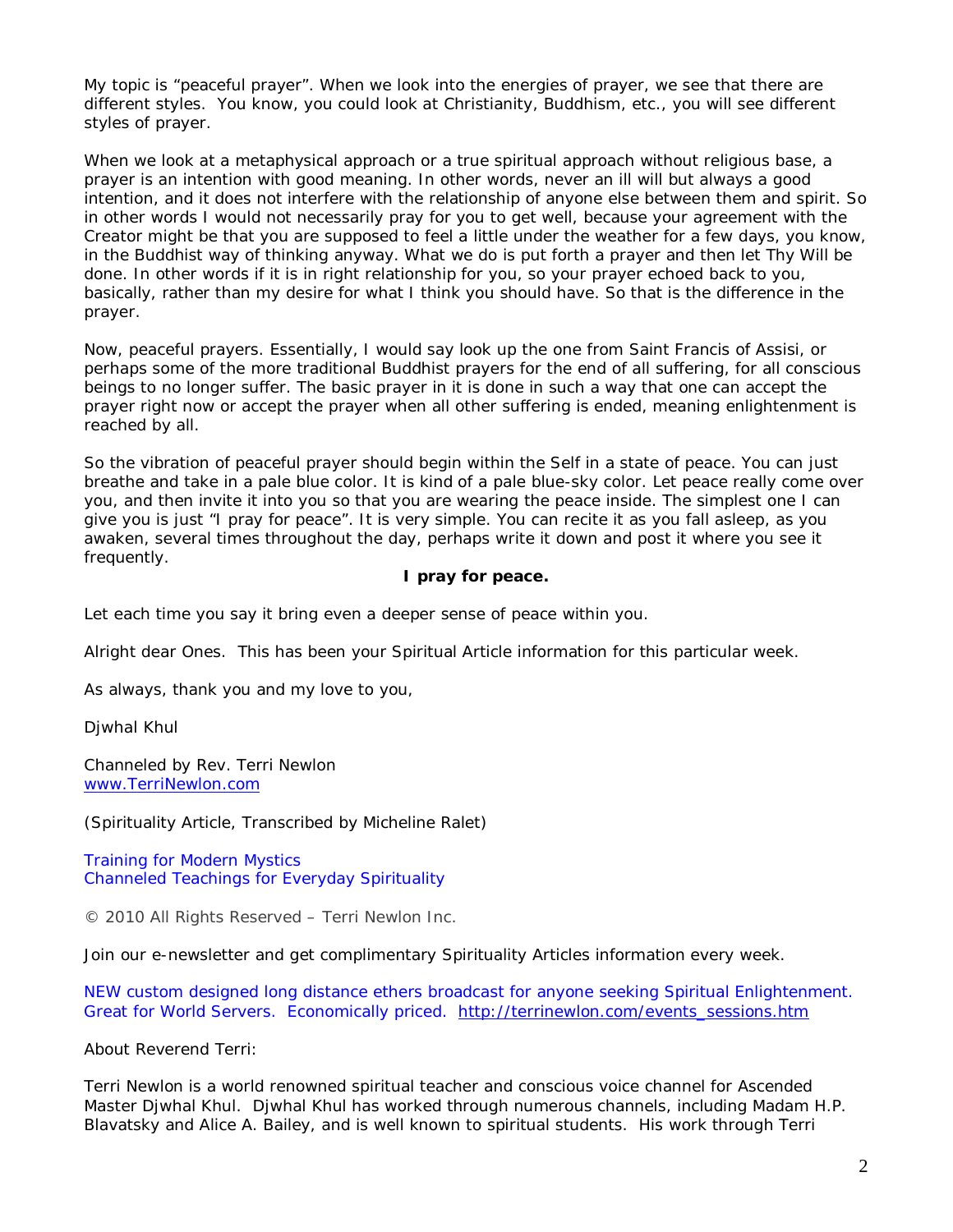My topic is “peaceful prayer”. When we look into the energies of prayer, we see that there are different styles. You know, you could look at Christianity, Buddhism, etc., you will see different styles of prayer.

When we look at a metaphysical approach or a true spiritual approach without religious base, a prayer is an intention with good meaning. In other words, never an ill will but always a good intention, and it does not interfere with the relationship of anyone else between them and spirit. So in other words I would not necessarily pray for you to get well, because your agreement with the Creator might be that you are supposed to feel a little under the weather for a few days, you know, in the Buddhist way of thinking anyway. What we do is put forth a prayer and then let Thy Will be done. In other words if it is in right relationship for you, so your prayer echoed back to you, basically, rather than my desire for what I think you should have. So that is the difference in the prayer.

Now, peaceful prayers. Essentially, I would say look up the one from Saint Francis of Assisi, or perhaps some of the more traditional Buddhist prayers for the end of all suffering, for all conscious beings to no longer suffer. The basic prayer in it is done in such a way that one can accept the prayer right now or accept the prayer when all other suffering is ended, meaning enlightenment is reached by all.

So the vibration of peaceful prayer should begin within the Self in a state of peace. You can just breathe and take in a pale blue color. It is kind of a pale blue-sky color. Let peace really come over you, and then invite it into you so that you are wearing the peace inside. The simplest one I can give you is just “I pray for peace”. It is very simple. You can recite it as you fall asleep, as you awaken, several times throughout the day, perhaps write it down and post it where you see it frequently.

**I pray for peace.**

Let each time you say it bring even a deeper sense of peace within you.

Alright dear Ones. This has been your Spiritual Article information for this particular week.

As always, thank you and my love to you,

Djwhal Khul

Channeled by Rev. Terri Newlon
www.TerriNewlon.com

(Spirituality Article, Transcribed by Micheline Ralet)

Training for Modern Mystics
Channeled Teachings for Everyday Spirituality

© 2010 All Rights Reserved – Terri Newlon Inc.

Join our e-newsletter and get complimentary Spirituality Articles information every week.

NEW custom designed long distance ethers broadcast for anyone seeking Spiritual Enlightenment. Great for World Servers. Economically priced. http://terrinewlon.com/events_sessions.htm

About Reverend Terri:

Terri Newlon is a world renowned spiritual teacher and conscious voice channel for Ascended Master Djwhal Khul. Djwhal Khul has worked through numerous channels, including Madam H.P. Blavatsky and Alice A. Bailey, and is well known to spiritual students. His work through Terri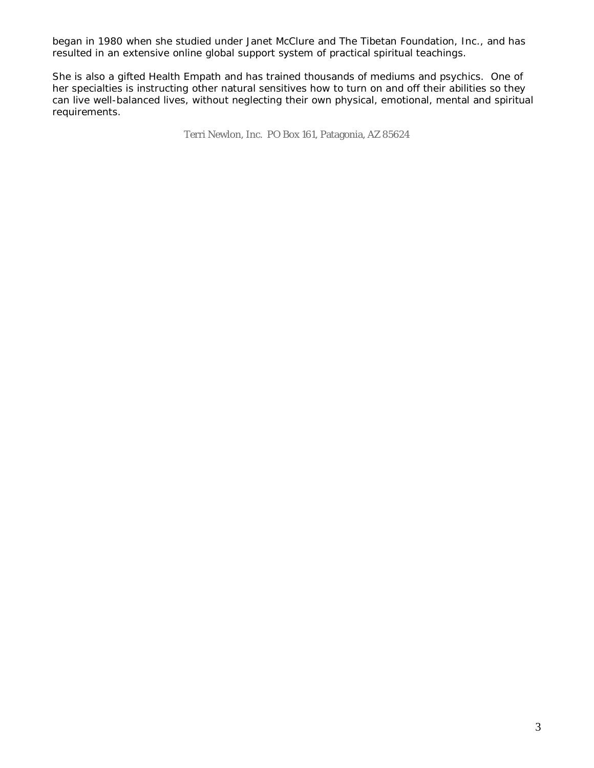began in 1980 when she studied under Janet McClure and The Tibetan Foundation, Inc., and has resulted in an extensive online global support system of practical spiritual teachings.

She is also a gifted Health Empath and has trained thousands of mediums and psychics. One of her specialties is instructing other natural sensitives how to turn on and off their abilities so they can live well-balanced lives, without neglecting their own physical, emotional, mental and spiritual requirements.

Terri Newlon, Inc. PO Box 161, Patagonia, AZ 85624